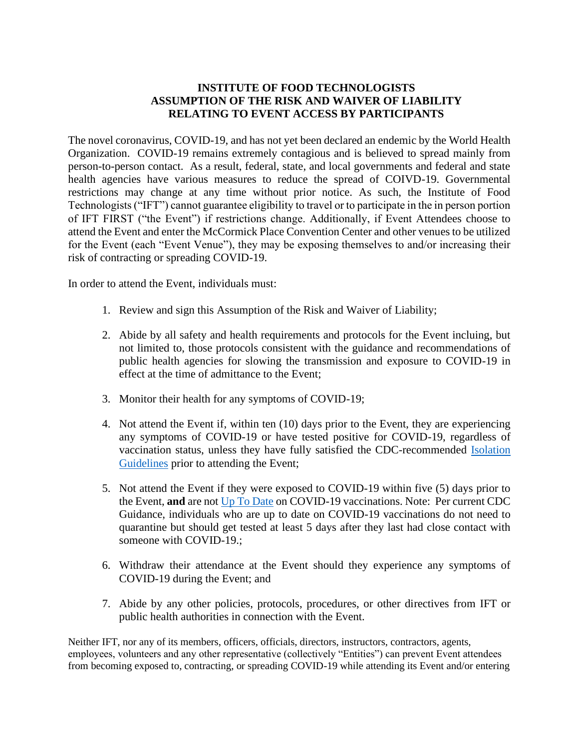**INSTITUTE OF FOOD TECHNOLOGISTS**
**ASSUMPTION OF THE RISK AND WAIVER OF LIABILITY**
**RELATING TO EVENT ACCESS BY PARTICIPANTS**

The novel coronavirus, COVID-19, and has not yet been declared an endemic by the World Health Organization. COVID-19 remains extremely contagious and is believed to spread mainly from person-to-person contact. As a result, federal, state, and local governments and federal and state health agencies have various measures to reduce the spread of COIVD-19. Governmental restrictions may change at any time without prior notice. As such, the Institute of Food Technologists ("IFT") cannot guarantee eligibility to travel or to participate in the in person portion of IFT FIRST ("the Event") if restrictions change. Additionally, if Event Attendees choose to attend the Event and enter the McCormick Place Convention Center and other venues to be utilized for the Event (each "Event Venue"), they may be exposing themselves to and/or increasing their risk of contracting or spreading COVID-19.

In order to attend the Event, individuals must:

1. Review and sign this Assumption of the Risk and Waiver of Liability;

2. Abide by all safety and health requirements and protocols for the Event incluing, but not limited to, those protocols consistent with the guidance and recommendations of public health agencies for slowing the transmission and exposure to COVID-19 in effect at the time of admittance to the Event;

3. Monitor their health for any symptoms of COVID-19;

4. Not attend the Event if, within ten (10) days prior to the Event, they are experiencing any symptoms of COVID-19 or have tested positive for COVID-19, regardless of vaccination status, unless they have fully satisfied the CDC-recommended Isolation Guidelines prior to attending the Event;

5. Not attend the Event if they were exposed to COVID-19 within five (5) days prior to the Event, **and** are not Up To Date on COVID-19 vaccinations. Note: Per current CDC Guidance, individuals who are up to date on COVID-19 vaccinations do not need to quarantine but should get tested at least 5 days after they last had close contact with someone with COVID-19.;

6. Withdraw their attendance at the Event should they experience any symptoms of COVID-19 during the Event; and

7. Abide by any other policies, protocols, procedures, or other directives from IFT or public health authorities in connection with the Event.

Neither IFT, nor any of its members, officers, officials, directors, instructors, contractors, agents, employees, volunteers and any other representative (collectively "Entities") can prevent Event attendees from becoming exposed to, contracting, or spreading COVID-19 while attending its Event and/or entering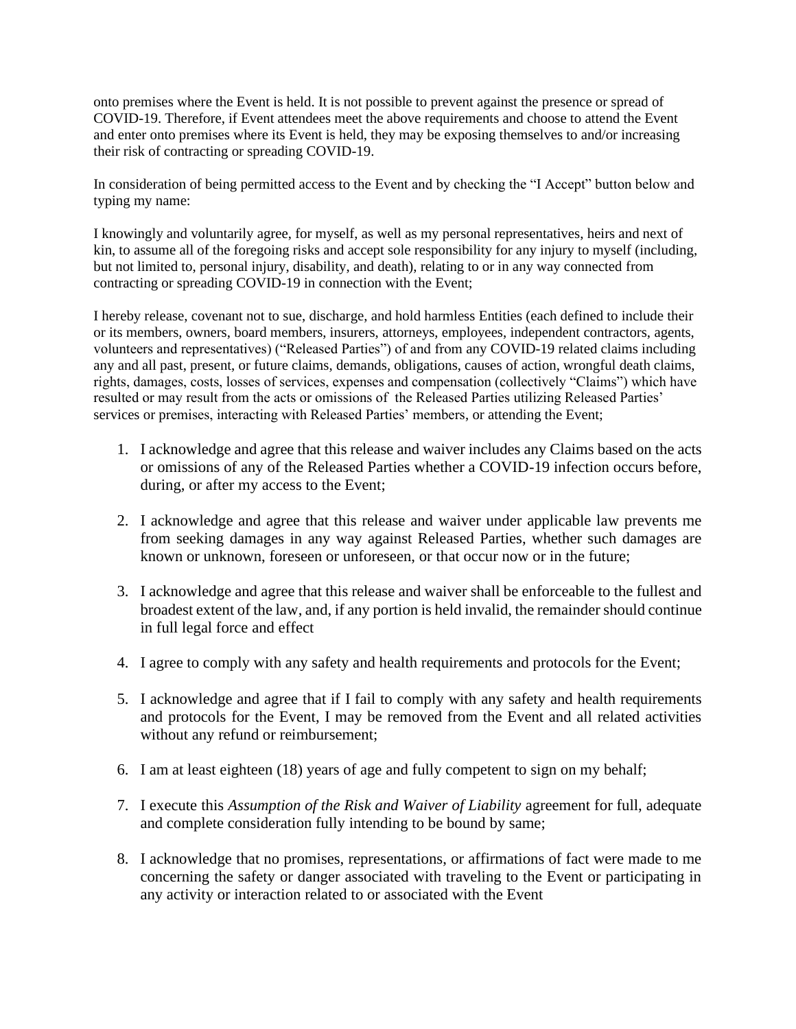onto premises where the Event is held. It is not possible to prevent against the presence or spread of COVID-19. Therefore, if Event attendees meet the above requirements and choose to attend the Event and enter onto premises where its Event is held, they may be exposing themselves to and/or increasing their risk of contracting or spreading COVID-19.

In consideration of being permitted access to the Event and by checking the "I Accept" button below and typing my name:

I knowingly and voluntarily agree, for myself, as well as my personal representatives, heirs and next of kin, to assume all of the foregoing risks and accept sole responsibility for any injury to myself (including, but not limited to, personal injury, disability, and death), relating to or in any way connected from contracting or spreading COVID-19 in connection with the Event;

I hereby release, covenant not to sue, discharge, and hold harmless Entities (each defined to include their or its members, owners, board members, insurers, attorneys, employees, independent contractors, agents, volunteers and representatives) ("Released Parties") of and from any COVID-19 related claims including any and all past, present, or future claims, demands, obligations, causes of action, wrongful death claims, rights, damages, costs, losses of services, expenses and compensation (collectively "Claims") which have resulted or may result from the acts or omissions of the Released Parties utilizing Released Parties' services or premises, interacting with Released Parties' members, or attending the Event;

1. I acknowledge and agree that this release and waiver includes any Claims based on the acts or omissions of any of the Released Parties whether a COVID-19 infection occurs before, during, or after my access to the Event;

2. I acknowledge and agree that this release and waiver under applicable law prevents me from seeking damages in any way against Released Parties, whether such damages are known or unknown, foreseen or unforeseen, or that occur now or in the future;

3. I acknowledge and agree that this release and waiver shall be enforceable to the fullest and broadest extent of the law, and, if any portion is held invalid, the remainder should continue in full legal force and effect

4. I agree to comply with any safety and health requirements and protocols for the Event;

5. I acknowledge and agree that if I fail to comply with any safety and health requirements and protocols for the Event, I may be removed from the Event and all related activities without any refund or reimbursement;

6. I am at least eighteen (18) years of age and fully competent to sign on my behalf;

7. I execute this *Assumption of the Risk and Waiver of Liability* agreement for full, adequate and complete consideration fully intending to be bound by same;

8. I acknowledge that no promises, representations, or affirmations of fact were made to me concerning the safety or danger associated with traveling to the Event or participating in any activity or interaction related to or associated with the Event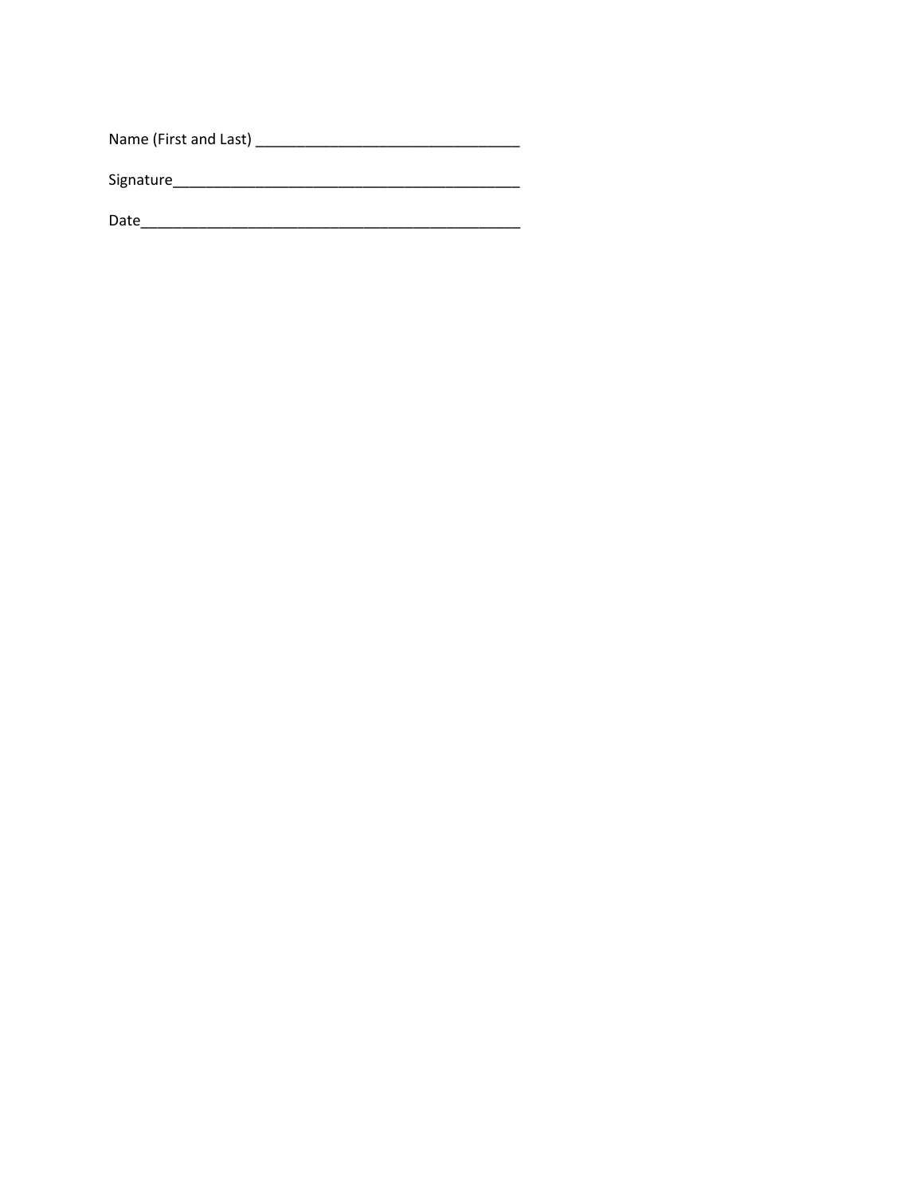Name (First and Last) _________________________________

Signature____________________________________________

Date_________________________________________________